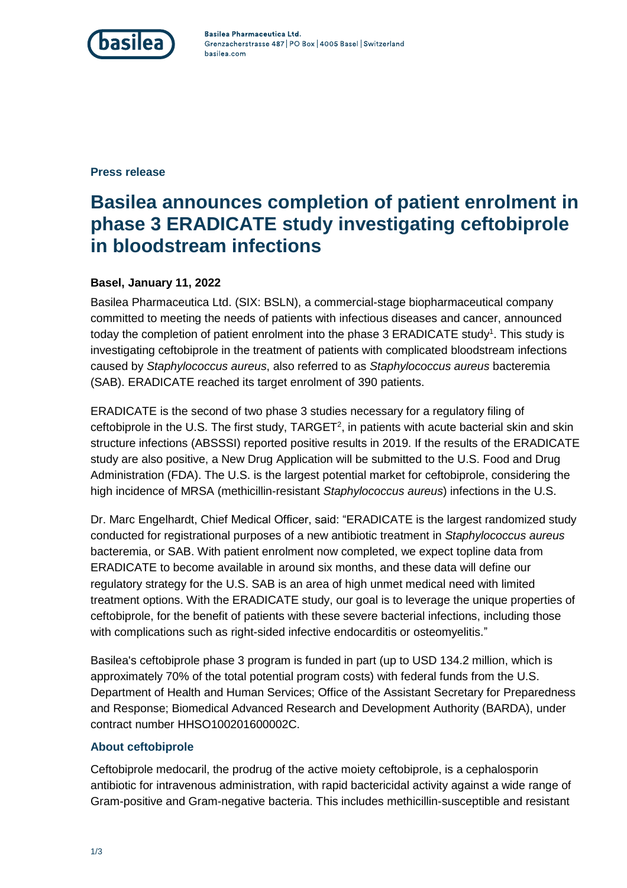**Press release**

# Basilea announces completion of patient enrolment in phase 3 ERADICATE study investigating ceftobiprole in bloodstream infections

**Basel, January 11, 2022**

Basilea Pharmaceutica Ltd. (SIX: BSLN), a commercial-stage biopharmaceutical company committed to meeting the needs of patients with infectious diseases and cancer, announced today the completion of patient enrolment into the phase 3 ERADICATE study[1]. This study is investigating ceftobiprole in the treatment of patients with complicated bloodstream infections caused by *Staphylococcus aureus*, also referred to as *Staphylococcus aureus* bacteremia (SAB). ERADICATE reached its target enrolment of 390 patients.

ERADICATE is the second of two phase 3 studies necessary for a regulatory filing of ceftobiprole in the U.S. The first study, TARGET[2], in patients with acute bacterial skin and skin structure infections (ABSSSI) reported positive results in 2019. If the results of the ERADICATE study are also positive, a New Drug Application will be submitted to the U.S. Food and Drug Administration (FDA). The U.S. is the largest potential market for ceftobiprole, considering the high incidence of MRSA (methicillin-resistant *Staphylococcus aureus*) infections in the U.S.

Dr. Marc Engelhardt, Chief Medical Officer, said: "ERADICATE is the largest randomized study conducted for registrational purposes of a new antibiotic treatment in *Staphylococcus aureus* bacteremia, or SAB. With patient enrolment now completed, we expect topline data from ERADICATE to become available in around six months, and these data will define our regulatory strategy for the U.S. SAB is an area of high unmet medical need with limited treatment options. With the ERADICATE study, our goal is to leverage the unique properties of ceftobiprole, for the benefit of patients with these severe bacterial infections, including those with complications such as right-sided infective endocarditis or osteomyelitis."

Basilea's ceftobiprole phase 3 program is funded in part (up to USD 134.2 million, which is approximately 70% of the total potential program costs) with federal funds from the U.S. Department of Health and Human Services; Office of the Assistant Secretary for Preparedness and Response; Biomedical Advanced Research and Development Authority (BARDA), under contract number HHSO100201600002C.

## About ceftobiprole

Ceftobiprole medocaril, the prodrug of the active moiety ceftobiprole, is a cephalosporin antibiotic for intravenous administration, with rapid bactericidal activity against a wide range of Gram-positive and Gram-negative bacteria. This includes methicillin-susceptible and resistant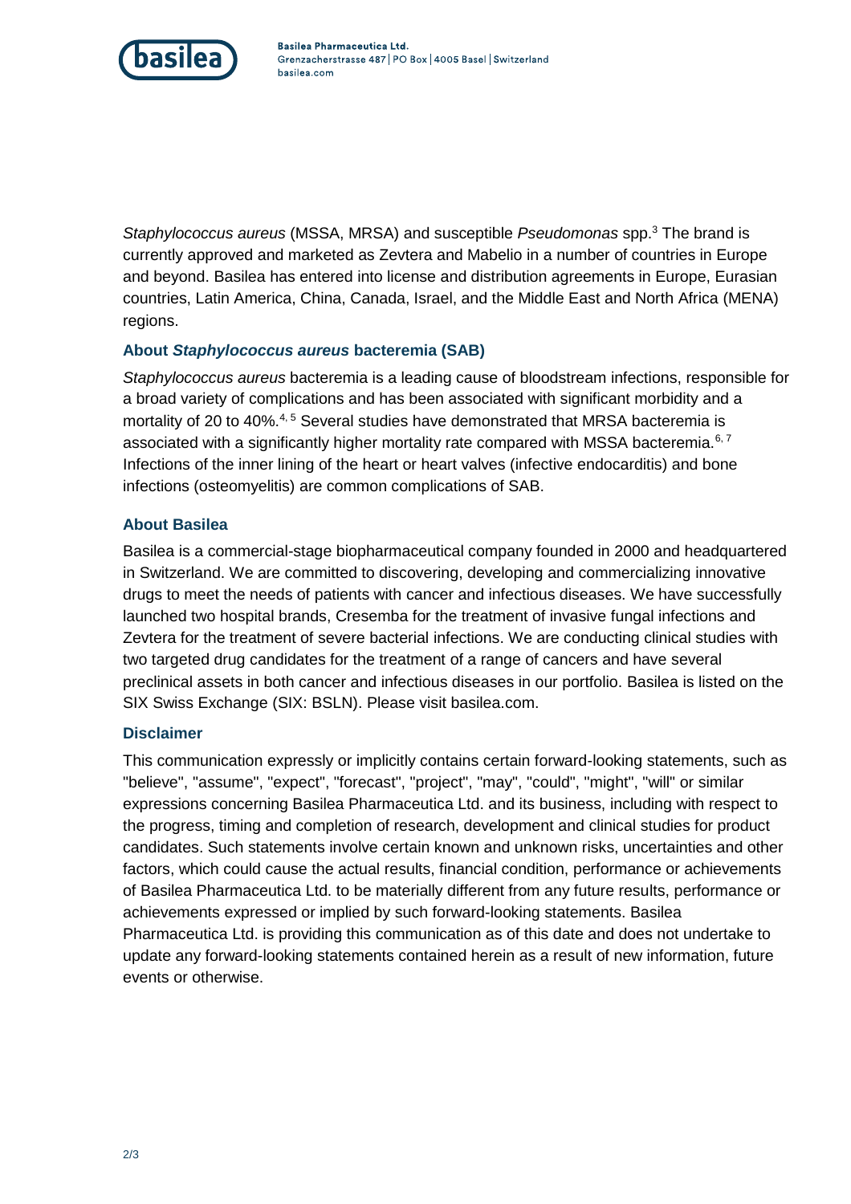*Staphylococcus aureus* (MSSA, MRSA) and susceptible *Pseudomonas* spp.[3] The brand is currently approved and marketed as Zevtera and Mabelio in a number of countries in Europe and beyond. Basilea has entered into license and distribution agreements in Europe, Eurasian countries, Latin America, China, Canada, Israel, and the Middle East and North Africa (MENA) regions.

### About *Staphylococcus aureus* bacteremia (SAB)

*Staphylococcus aureus* bacteremia is a leading cause of bloodstream infections, responsible for a broad variety of complications and has been associated with significant morbidity and a mortality of 20 to 40%.[4, 5] Several studies have demonstrated that MRSA bacteremia is associated with a significantly higher mortality rate compared with MSSA bacteremia.[6, 7] Infections of the inner lining of the heart or heart valves (infective endocarditis) and bone infections (osteomyelitis) are common complications of SAB.

### About Basilea

Basilea is a commercial-stage biopharmaceutical company founded in 2000 and headquartered in Switzerland. We are committed to discovering, developing and commercializing innovative drugs to meet the needs of patients with cancer and infectious diseases. We have successfully launched two hospital brands, Cresemba for the treatment of invasive fungal infections and Zevtera for the treatment of severe bacterial infections. We are conducting clinical studies with two targeted drug candidates for the treatment of a range of cancers and have several preclinical assets in both cancer and infectious diseases in our portfolio. Basilea is listed on the SIX Swiss Exchange (SIX: BSLN). Please visit basilea.com.

### Disclaimer

This communication expressly or implicitly contains certain forward-looking statements, such as "believe", "assume", "expect", "forecast", "project", "may", "could", "might", "will" or similar expressions concerning Basilea Pharmaceutica Ltd. and its business, including with respect to the progress, timing and completion of research, development and clinical studies for product candidates. Such statements involve certain known and unknown risks, uncertainties and other factors, which could cause the actual results, financial condition, performance or achievements of Basilea Pharmaceutica Ltd. to be materially different from any future results, performance or achievements expressed or implied by such forward-looking statements. Basilea Pharmaceutica Ltd. is providing this communication as of this date and does not undertake to update any forward-looking statements contained herein as a result of new information, future events or otherwise.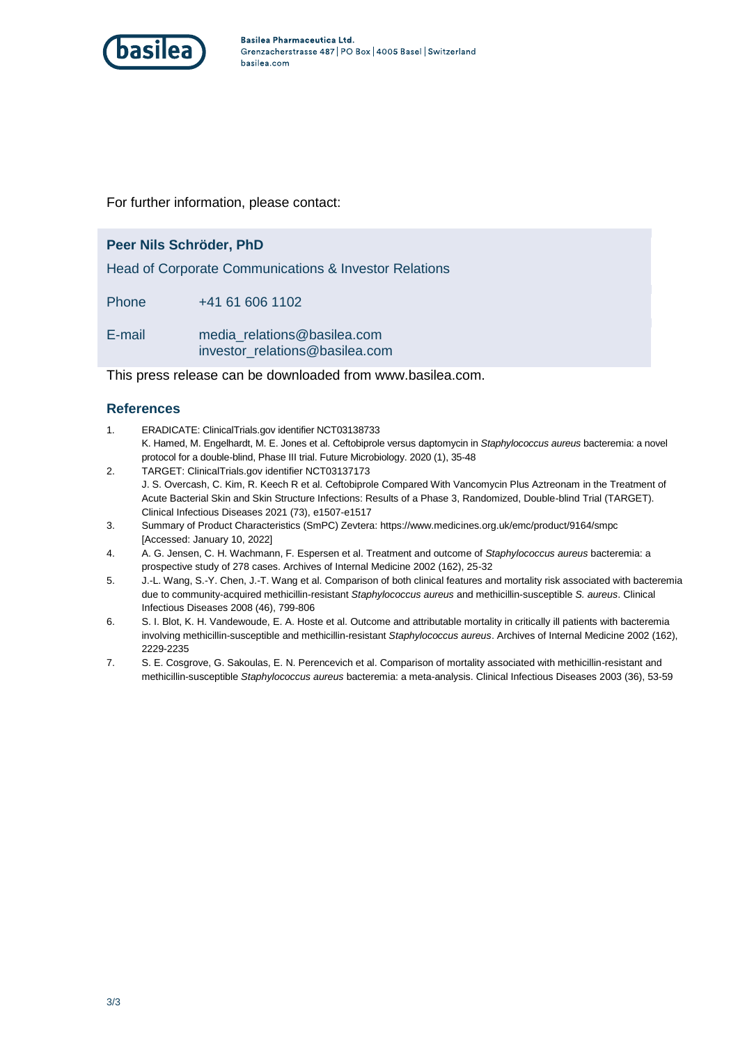For further information, please contact:

**Peer Nils Schröder, PhD**

Head of Corporate Communications & Investor Relations

| | |
|---|---|
| Phone | +41 61 606 1102 |
| E-mail | media_relations@basilea.com<br>investor_relations@basilea.com |

This press release can be downloaded from www.basilea.com.

## References

1. ERADICATE: ClinicalTrials.gov identifier NCT03138733
   K. Hamed, M. Engelhardt, M. E. Jones et al. Ceftobiprole versus daptomycin in *Staphylococcus aureus* bacteremia: a novel protocol for a double-blind, Phase III trial. Future Microbiology. 2020 (1), 35-48
2. TARGET: ClinicalTrials.gov identifier NCT03137173
   J. S. Overcash, C. Kim, R. Keech R et al. Ceftobiprole Compared With Vancomycin Plus Aztreonam in the Treatment of Acute Bacterial Skin and Skin Structure Infections: Results of a Phase 3, Randomized, Double-blind Trial (TARGET). Clinical Infectious Diseases 2021 (73), e1507-e1517
3. Summary of Product Characteristics (SmPC) Zevtera: https://www.medicines.org.uk/emc/product/9164/smpc [Accessed: January 10, 2022]
4. A. G. Jensen, C. H. Wachmann, F. Espersen et al. Treatment and outcome of *Staphylococcus aureus* bacteremia: a prospective study of 278 cases. Archives of Internal Medicine 2002 (162), 25-32
5. J.-L. Wang, S.-Y. Chen, J.-T. Wang et al. Comparison of both clinical features and mortality risk associated with bacteremia due to community-acquired methicillin-resistant *Staphylococcus aureus* and methicillin-susceptible *S. aureus*. Clinical Infectious Diseases 2008 (46), 799-806
6. S. I. Blot, K. H. Vandewoude, E. A. Hoste et al. Outcome and attributable mortality in critically ill patients with bacteremia involving methicillin-susceptible and methicillin-resistant *Staphylococcus aureus*. Archives of Internal Medicine 2002 (162), 2229-2235
7. S. E. Cosgrove, G. Sakoulas, E. N. Perencevich et al. Comparison of mortality associated with methicillin-resistant and methicillin-susceptible *Staphylococcus aureus* bacteremia: a meta-analysis. Clinical Infectious Diseases 2003 (36), 53-59